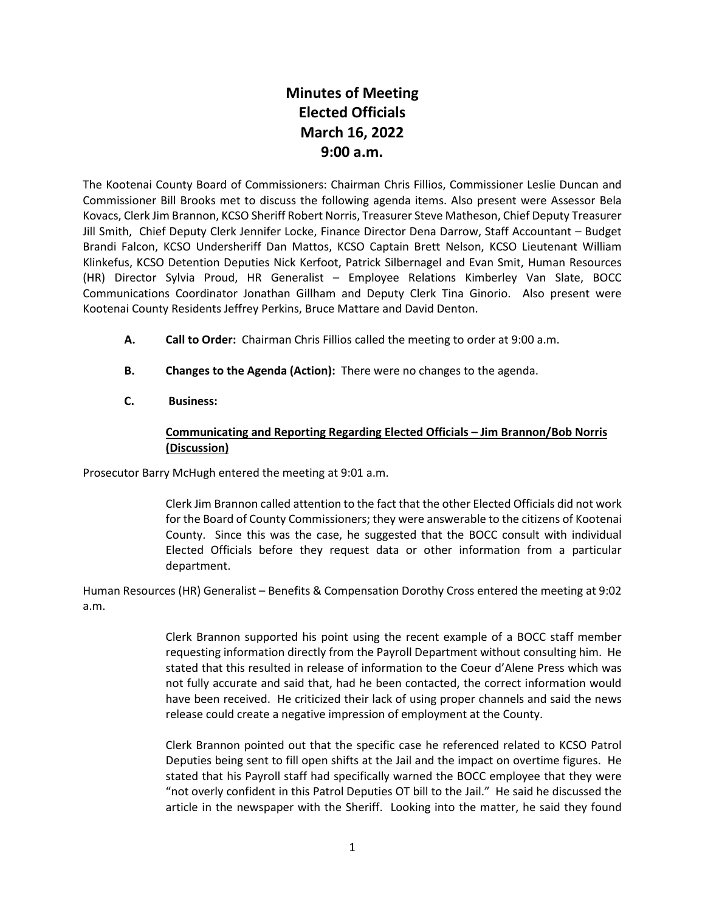# Minutes of Meeting
# Elected Officials
# March 16, 2022
# 9:00 a.m.

The Kootenai County Board of Commissioners: Chairman Chris Fillios, Commissioner Leslie Duncan and Commissioner Bill Brooks met to discuss the following agenda items. Also present were Assessor Bela Kovacs, Clerk Jim Brannon, KCSO Sheriff Robert Norris, Treasurer Steve Matheson, Chief Deputy Treasurer Jill Smith, Chief Deputy Clerk Jennifer Locke, Finance Director Dena Darrow, Staff Accountant – Budget Brandi Falcon, KCSO Undersheriff Dan Mattos, KCSO Captain Brett Nelson, KCSO Lieutenant William Klinkefus, KCSO Detention Deputies Nick Kerfoot, Patrick Silbernagel and Evan Smit, Human Resources (HR) Director Sylvia Proud, HR Generalist – Employee Relations Kimberley Van Slate, BOCC Communications Coordinator Jonathan Gillham and Deputy Clerk Tina Ginorio. Also present were Kootenai County Residents Jeffrey Perkins, Bruce Mattare and David Denton.

**A. Call to Order:** Chairman Chris Fillios called the meeting to order at 9:00 a.m.

**B. Changes to the Agenda (Action):** There were no changes to the agenda.

**C. Business:**

**Communicating and Reporting Regarding Elected Officials – Jim Brannon/Bob Norris (Discussion)**

Prosecutor Barry McHugh entered the meeting at 9:01 a.m.

Clerk Jim Brannon called attention to the fact that the other Elected Officials did not work for the Board of County Commissioners; they were answerable to the citizens of Kootenai County. Since this was the case, he suggested that the BOCC consult with individual Elected Officials before they request data or other information from a particular department.

Human Resources (HR) Generalist – Benefits & Compensation Dorothy Cross entered the meeting at 9:02 a.m.

Clerk Brannon supported his point using the recent example of a BOCC staff member requesting information directly from the Payroll Department without consulting him. He stated that this resulted in release of information to the Coeur d'Alene Press which was not fully accurate and said that, had he been contacted, the correct information would have been received. He criticized their lack of using proper channels and said the news release could create a negative impression of employment at the County.

Clerk Brannon pointed out that the specific case he referenced related to KCSO Patrol Deputies being sent to fill open shifts at the Jail and the impact on overtime figures. He stated that his Payroll staff had specifically warned the BOCC employee that they were "not overly confident in this Patrol Deputies OT bill to the Jail." He said he discussed the article in the newspaper with the Sheriff. Looking into the matter, he said they found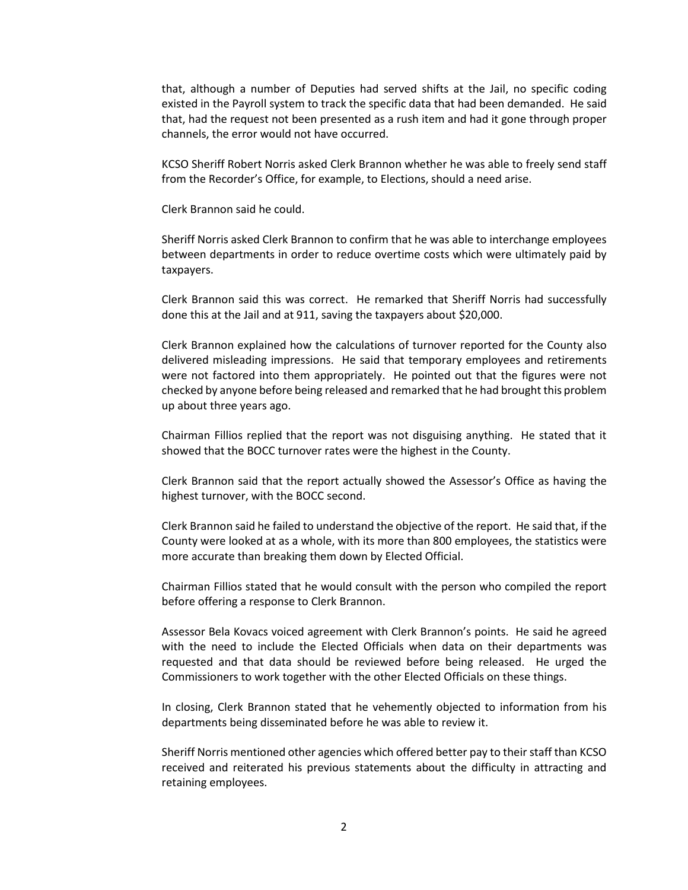that, although a number of Deputies had served shifts at the Jail, no specific coding existed in the Payroll system to track the specific data that had been demanded. He said that, had the request not been presented as a rush item and had it gone through proper channels, the error would not have occurred.

KCSO Sheriff Robert Norris asked Clerk Brannon whether he was able to freely send staff from the Recorder's Office, for example, to Elections, should a need arise.

Clerk Brannon said he could.

Sheriff Norris asked Clerk Brannon to confirm that he was able to interchange employees between departments in order to reduce overtime costs which were ultimately paid by taxpayers.

Clerk Brannon said this was correct. He remarked that Sheriff Norris had successfully done this at the Jail and at 911, saving the taxpayers about $20,000.

Clerk Brannon explained how the calculations of turnover reported for the County also delivered misleading impressions. He said that temporary employees and retirements were not factored into them appropriately. He pointed out that the figures were not checked by anyone before being released and remarked that he had brought this problem up about three years ago.

Chairman Fillios replied that the report was not disguising anything. He stated that it showed that the BOCC turnover rates were the highest in the County.

Clerk Brannon said that the report actually showed the Assessor's Office as having the highest turnover, with the BOCC second.

Clerk Brannon said he failed to understand the objective of the report. He said that, if the County were looked at as a whole, with its more than 800 employees, the statistics were more accurate than breaking them down by Elected Official.

Chairman Fillios stated that he would consult with the person who compiled the report before offering a response to Clerk Brannon.

Assessor Bela Kovacs voiced agreement with Clerk Brannon's points. He said he agreed with the need to include the Elected Officials when data on their departments was requested and that data should be reviewed before being released. He urged the Commissioners to work together with the other Elected Officials on these things.

In closing, Clerk Brannon stated that he vehemently objected to information from his departments being disseminated before he was able to review it.

Sheriff Norris mentioned other agencies which offered better pay to their staff than KCSO received and reiterated his previous statements about the difficulty in attracting and retaining employees.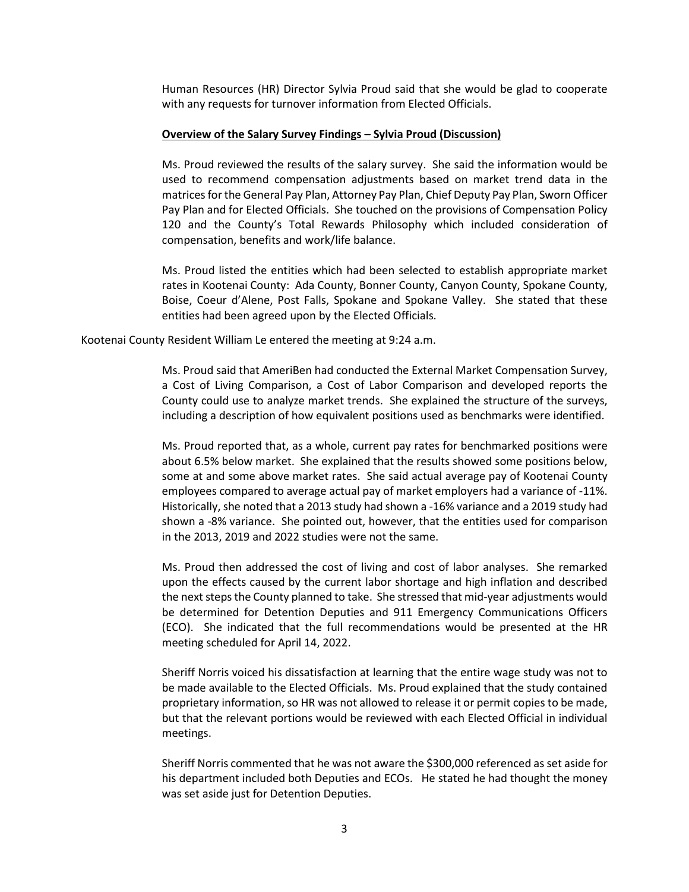Human Resources (HR) Director Sylvia Proud said that she would be glad to cooperate with any requests for turnover information from Elected Officials.

**Overview of the Salary Survey Findings – Sylvia Proud (Discussion)**

Ms. Proud reviewed the results of the salary survey. She said the information would be used to recommend compensation adjustments based on market trend data in the matrices for the General Pay Plan, Attorney Pay Plan, Chief Deputy Pay Plan, Sworn Officer Pay Plan and for Elected Officials. She touched on the provisions of Compensation Policy 120 and the County's Total Rewards Philosophy which included consideration of compensation, benefits and work/life balance.

Ms. Proud listed the entities which had been selected to establish appropriate market rates in Kootenai County: Ada County, Bonner County, Canyon County, Spokane County, Boise, Coeur d'Alene, Post Falls, Spokane and Spokane Valley. She stated that these entities had been agreed upon by the Elected Officials.

Kootenai County Resident William Le entered the meeting at 9:24 a.m.

Ms. Proud said that AmeriBen had conducted the External Market Compensation Survey, a Cost of Living Comparison, a Cost of Labor Comparison and developed reports the County could use to analyze market trends. She explained the structure of the surveys, including a description of how equivalent positions used as benchmarks were identified.

Ms. Proud reported that, as a whole, current pay rates for benchmarked positions were about 6.5% below market. She explained that the results showed some positions below, some at and some above market rates. She said actual average pay of Kootenai County employees compared to average actual pay of market employers had a variance of -11%. Historically, she noted that a 2013 study had shown a -16% variance and a 2019 study had shown a -8% variance. She pointed out, however, that the entities used for comparison in the 2013, 2019 and 2022 studies were not the same.

Ms. Proud then addressed the cost of living and cost of labor analyses. She remarked upon the effects caused by the current labor shortage and high inflation and described the next steps the County planned to take. She stressed that mid-year adjustments would be determined for Detention Deputies and 911 Emergency Communications Officers (ECO). She indicated that the full recommendations would be presented at the HR meeting scheduled for April 14, 2022.

Sheriff Norris voiced his dissatisfaction at learning that the entire wage study was not to be made available to the Elected Officials. Ms. Proud explained that the study contained proprietary information, so HR was not allowed to release it or permit copies to be made, but that the relevant portions would be reviewed with each Elected Official in individual meetings.

Sheriff Norris commented that he was not aware the $300,000 referenced as set aside for his department included both Deputies and ECOs. He stated he had thought the money was set aside just for Detention Deputies.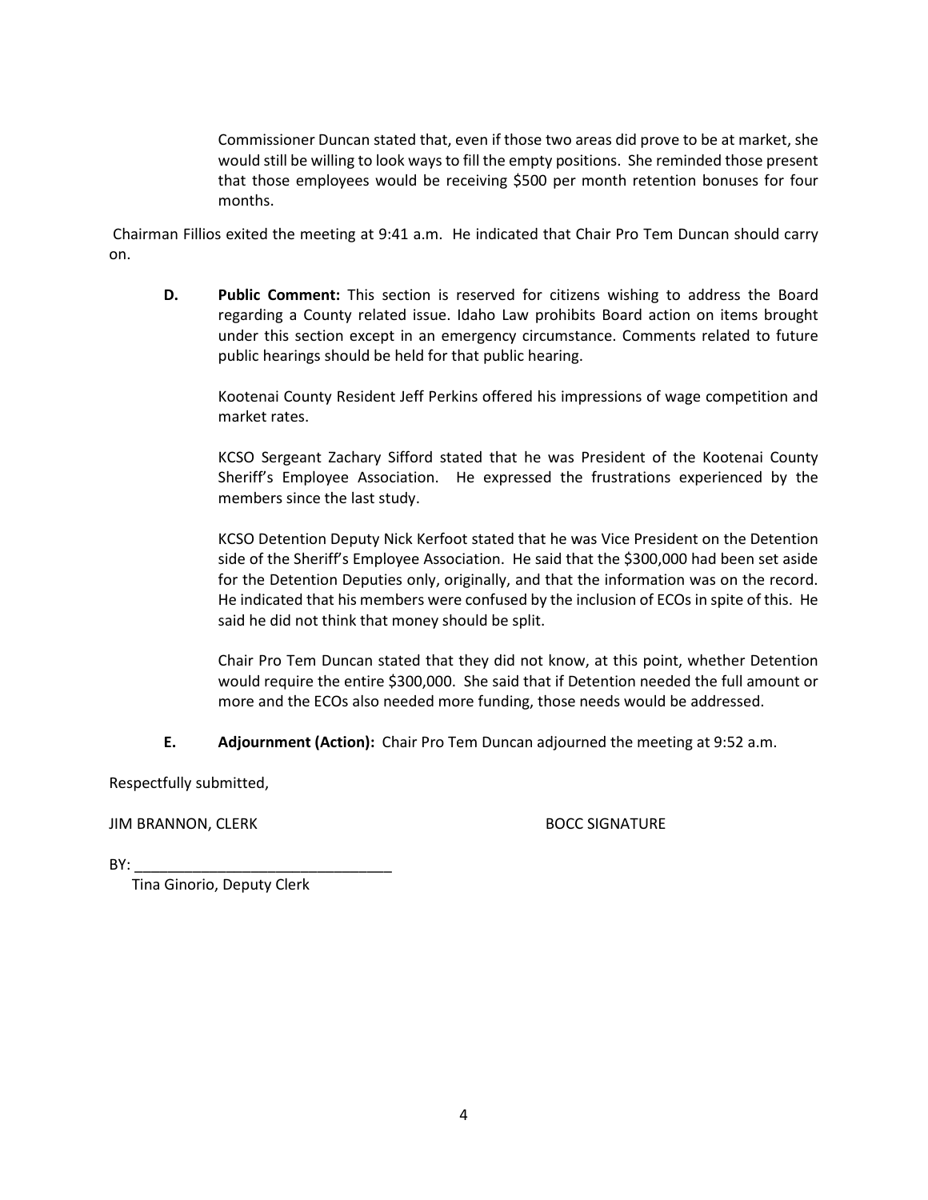Commissioner Duncan stated that, even if those two areas did prove to be at market, she would still be willing to look ways to fill the empty positions. She reminded those present that those employees would be receiving $500 per month retention bonuses for four months.

Chairman Fillios exited the meeting at 9:41 a.m. He indicated that Chair Pro Tem Duncan should carry on.

**D. Public Comment:** This section is reserved for citizens wishing to address the Board regarding a County related issue. Idaho Law prohibits Board action on items brought under this section except in an emergency circumstance. Comments related to future public hearings should be held for that public hearing.

Kootenai County Resident Jeff Perkins offered his impressions of wage competition and market rates.

KCSO Sergeant Zachary Sifford stated that he was President of the Kootenai County Sheriff's Employee Association. He expressed the frustrations experienced by the members since the last study.

KCSO Detention Deputy Nick Kerfoot stated that he was Vice President on the Detention side of the Sheriff's Employee Association. He said that the $300,000 had been set aside for the Detention Deputies only, originally, and that the information was on the record. He indicated that his members were confused by the inclusion of ECOs in spite of this. He said he did not think that money should be split.

Chair Pro Tem Duncan stated that they did not know, at this point, whether Detention would require the entire $300,000. She said that if Detention needed the full amount or more and the ECOs also needed more funding, those needs would be addressed.

**E. Adjournment (Action):** Chair Pro Tem Duncan adjourned the meeting at 9:52 a.m.

Respectfully submitted,

JIM BRANNON, CLERK

BOCC SIGNATURE

BY: _______________________________

Tina Ginorio, Deputy Clerk